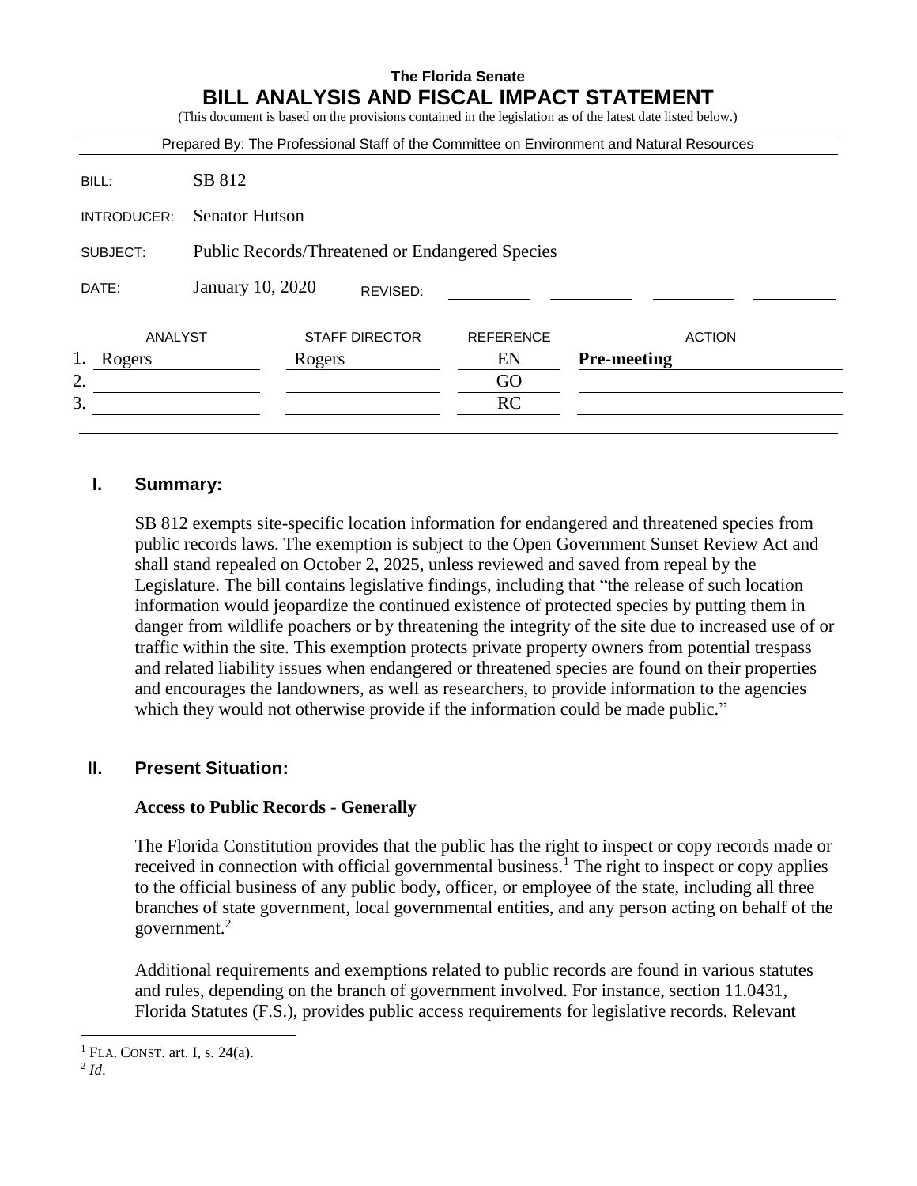**The Florida Senate**

# BILL ANALYSIS AND FISCAL IMPACT STATEMENT

(This document is based on the provisions contained in the legislation as of the latest date listed below.)

Prepared By: The Professional Staff of the Committee on Environment and Natural Resources

| | |
|---|---|
| BILL: | SB 812 |
| INTRODUCER: | Senator Hutson |
| SUBJECT: | Public Records/Threatened or Endangered Species |
| DATE: | January 10, 2020 REVISED: |

| | ANALYST | STAFF DIRECTOR | REFERENCE | ACTION |
|---|---|---|---|---|
| 1. | Rogers | Rogers | EN | **Pre-meeting** |
| 2. | | | GO | |
| 3. | | | RC | |

## I. Summary:

SB 812 exempts site-specific location information for endangered and threatened species from public records laws. The exemption is subject to the Open Government Sunset Review Act and shall stand repealed on October 2, 2025, unless reviewed and saved from repeal by the Legislature. The bill contains legislative findings, including that "the release of such location information would jeopardize the continued existence of protected species by putting them in danger from wildlife poachers or by threatening the integrity of the site due to increased use of or traffic within the site. This exemption protects private property owners from potential trespass and related liability issues when endangered or threatened species are found on their properties and encourages the landowners, as well as researchers, to provide information to the agencies which they would not otherwise provide if the information could be made public."

## II. Present Situation:

### Access to Public Records - Generally

The Florida Constitution provides that the public has the right to inspect or copy records made or received in connection with official governmental business.[1] The right to inspect or copy applies to the official business of any public body, officer, or employee of the state, including all three branches of state government, local governmental entities, and any person acting on behalf of the government.[2]

Additional requirements and exemptions related to public records are found in various statutes and rules, depending on the branch of government involved. For instance, section 11.0431, Florida Statutes (F.S.), provides public access requirements for legislative records. Relevant

---

[1] FLA. CONST. art. I, s. 24(a).

[2] *Id*.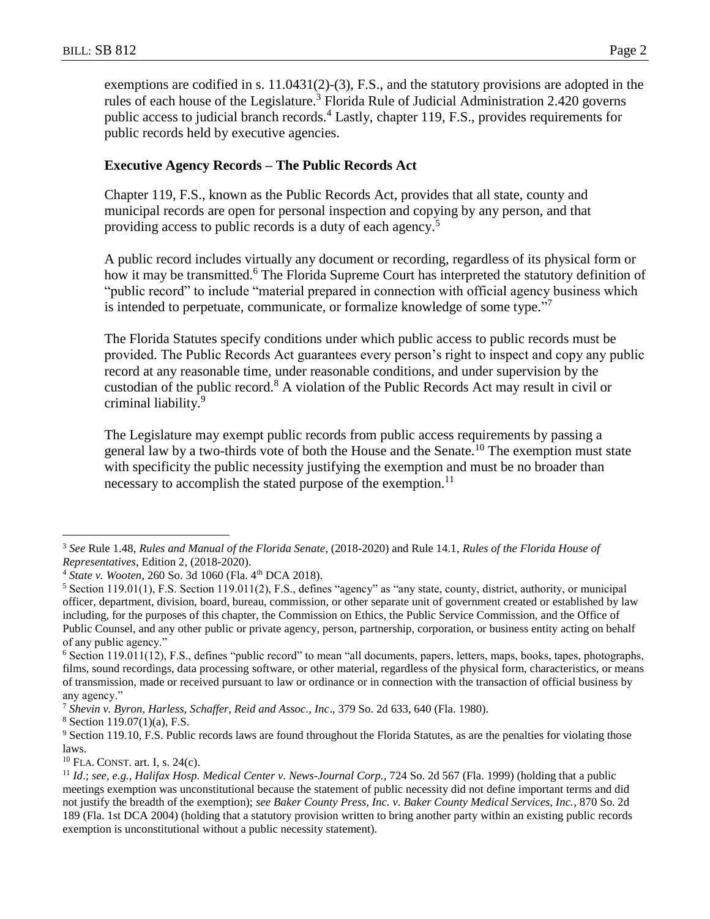exemptions are codified in s. 11.0431(2)-(3), F.S., and the statutory provisions are adopted in the rules of each house of the Legislature.[3] Florida Rule of Judicial Administration 2.420 governs public access to judicial branch records.[4] Lastly, chapter 119, F.S., provides requirements for public records held by executive agencies.

**Executive Agency Records – The Public Records Act**

Chapter 119, F.S., known as the Public Records Act, provides that all state, county and municipal records are open for personal inspection and copying by any person, and that providing access to public records is a duty of each agency.[5]

A public record includes virtually any document or recording, regardless of its physical form or how it may be transmitted.[6] The Florida Supreme Court has interpreted the statutory definition of "public record" to include "material prepared in connection with official agency business which is intended to perpetuate, communicate, or formalize knowledge of some type."[7]

The Florida Statutes specify conditions under which public access to public records must be provided. The Public Records Act guarantees every person's right to inspect and copy any public record at any reasonable time, under reasonable conditions, and under supervision by the custodian of the public record.[8] A violation of the Public Records Act may result in civil or criminal liability.[9]

The Legislature may exempt public records from public access requirements by passing a general law by a two-thirds vote of both the House and the Senate.[10] The exemption must state with specificity the public necessity justifying the exemption and must be no broader than necessary to accomplish the stated purpose of the exemption.[11]

---

[3] *See* Rule 1.48, *Rules and Manual of the Florida Senate*, (2018-2020) and Rule 14.1, *Rules of the Florida House of Representatives*, Edition 2, (2018-2020).

[4] *State v. Wooten*, 260 So. 3d 1060 (Fla. 4th DCA 2018).

[5] Section 119.01(1), F.S. Section 119.011(2), F.S., defines "agency" as "any state, county, district, authority, or municipal officer, department, division, board, bureau, commission, or other separate unit of government created or established by law including, for the purposes of this chapter, the Commission on Ethics, the Public Service Commission, and the Office of Public Counsel, and any other public or private agency, person, partnership, corporation, or business entity acting on behalf of any public agency."

[6] Section 119.011(12), F.S., defines "public record" to mean "all documents, papers, letters, maps, books, tapes, photographs, films, sound recordings, data processing software, or other material, regardless of the physical form, characteristics, or means of transmission, made or received pursuant to law or ordinance or in connection with the transaction of official business by any agency."

[7] *Shevin v. Byron, Harless, Schaffer, Reid and Assoc., Inc*., 379 So. 2d 633, 640 (Fla. 1980).

[8] Section 119.07(1)(a), F.S.

[9] Section 119.10, F.S. Public records laws are found throughout the Florida Statutes, as are the penalties for violating those laws.

[10] FLA. CONST. art. I, s. 24(c).

[11] *Id*.; *see, e.g.*, *Halifax Hosp. Medical Center v. News-Journal Corp.*, 724 So. 2d 567 (Fla. 1999) (holding that a public meetings exemption was unconstitutional because the statement of public necessity did not define important terms and did not justify the breadth of the exemption); *see Baker County Press, Inc. v. Baker County Medical Services, Inc.*, 870 So. 2d 189 (Fla. 1st DCA 2004) (holding that a statutory provision written to bring another party within an existing public records exemption is unconstitutional without a public necessity statement).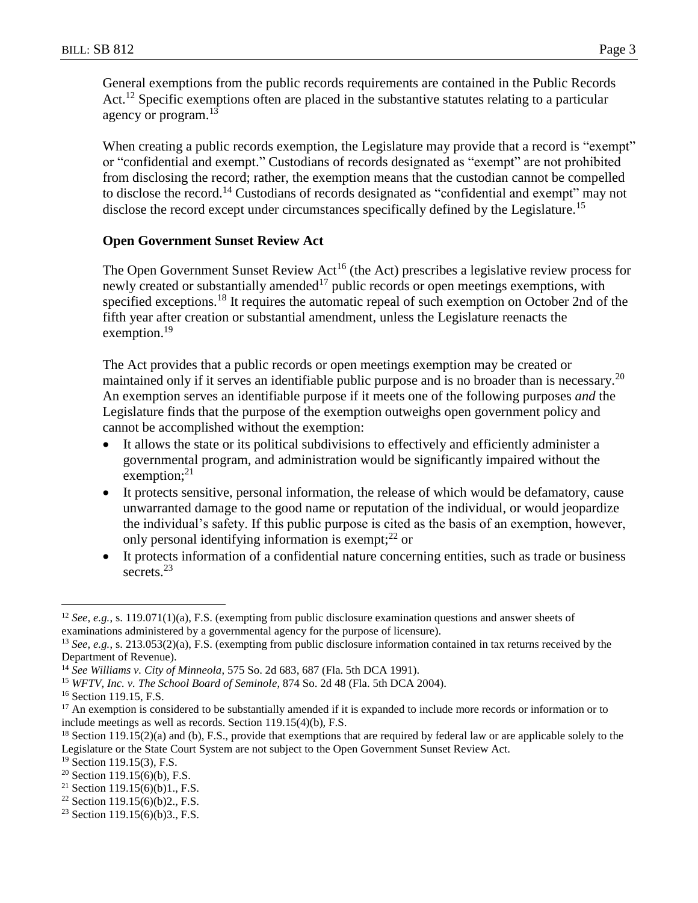General exemptions from the public records requirements are contained in the Public Records Act.[12] Specific exemptions often are placed in the substantive statutes relating to a particular agency or program.[13]

When creating a public records exemption, the Legislature may provide that a record is "exempt" or "confidential and exempt." Custodians of records designated as "exempt" are not prohibited from disclosing the record; rather, the exemption means that the custodian cannot be compelled to disclose the record.[14] Custodians of records designated as "confidential and exempt" may not disclose the record except under circumstances specifically defined by the Legislature.[15]

**Open Government Sunset Review Act**

The Open Government Sunset Review Act[16] (the Act) prescribes a legislative review process for newly created or substantially amended[17] public records or open meetings exemptions, with specified exceptions.[18] It requires the automatic repeal of such exemption on October 2nd of the fifth year after creation or substantial amendment, unless the Legislature reenacts the exemption.[19]

The Act provides that a public records or open meetings exemption may be created or maintained only if it serves an identifiable public purpose and is no broader than is necessary.[20] An exemption serves an identifiable purpose if it meets one of the following purposes *and* the Legislature finds that the purpose of the exemption outweighs open government policy and cannot be accomplished without the exemption:

- It allows the state or its political subdivisions to effectively and efficiently administer a governmental program, and administration would be significantly impaired without the exemption;[21]
- It protects sensitive, personal information, the release of which would be defamatory, cause unwarranted damage to the good name or reputation of the individual, or would jeopardize the individual's safety. If this public purpose is cited as the basis of an exemption, however, only personal identifying information is exempt;[22] or
- It protects information of a confidential nature concerning entities, such as trade or business secrets.[23]

---

[12] *See, e.g.*, s. 119.071(1)(a), F.S. (exempting from public disclosure examination questions and answer sheets of examinations administered by a governmental agency for the purpose of licensure).

[13] *See, e.g.*, s. 213.053(2)(a), F.S. (exempting from public disclosure information contained in tax returns received by the Department of Revenue).

[14] *See Williams v. City of Minneola*, 575 So. 2d 683, 687 (Fla. 5th DCA 1991).

[15] *WFTV, Inc. v. The School Board of Seminole*, 874 So. 2d 48 (Fla. 5th DCA 2004).

[16] Section 119.15, F.S.

[17] An exemption is considered to be substantially amended if it is expanded to include more records or information or to include meetings as well as records. Section 119.15(4)(b), F.S.

[18] Section 119.15(2)(a) and (b), F.S., provide that exemptions that are required by federal law or are applicable solely to the Legislature or the State Court System are not subject to the Open Government Sunset Review Act.

[19] Section 119.15(3), F.S.

[20] Section 119.15(6)(b), F.S.

[21] Section 119.15(6)(b)1., F.S.

[22] Section 119.15(6)(b)2., F.S.

[23] Section 119.15(6)(b)3., F.S.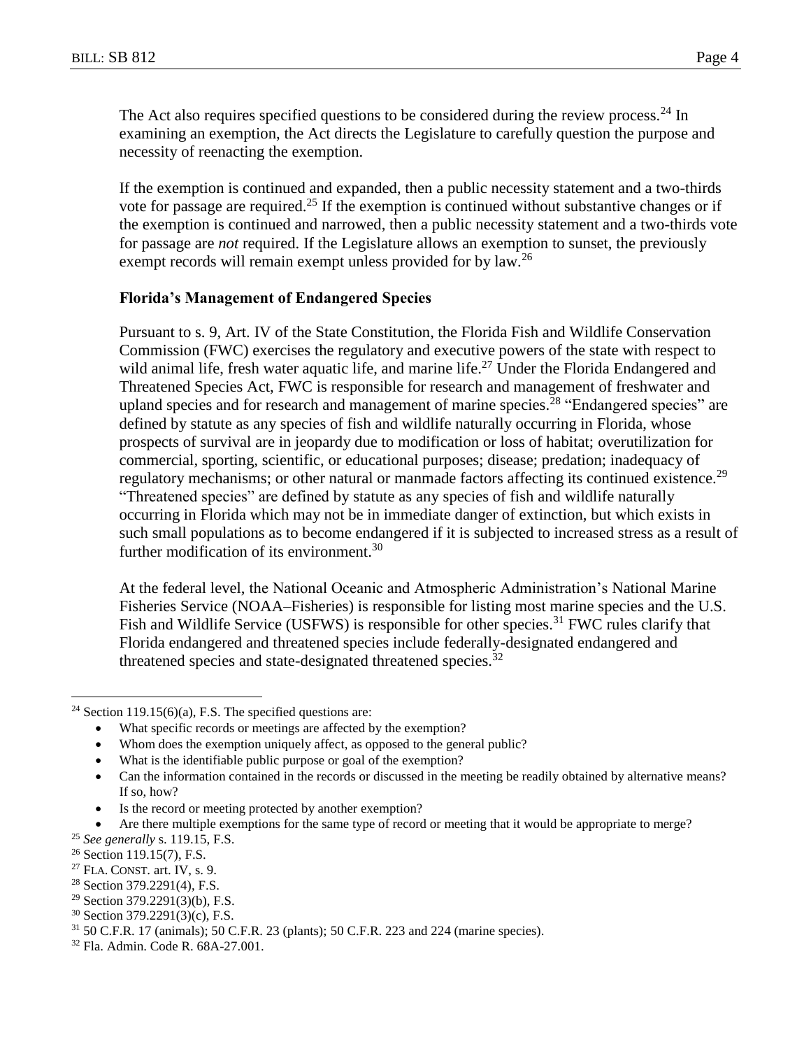The Act also requires specified questions to be considered during the review process.[24] In examining an exemption, the Act directs the Legislature to carefully question the purpose and necessity of reenacting the exemption.

If the exemption is continued and expanded, then a public necessity statement and a two-thirds vote for passage are required.[25] If the exemption is continued without substantive changes or if the exemption is continued and narrowed, then a public necessity statement and a two-thirds vote for passage are *not* required. If the Legislature allows an exemption to sunset, the previously exempt records will remain exempt unless provided for by law.[26]

### Florida's Management of Endangered Species

Pursuant to s. 9, Art. IV of the State Constitution, the Florida Fish and Wildlife Conservation Commission (FWC) exercises the regulatory and executive powers of the state with respect to wild animal life, fresh water aquatic life, and marine life.[27] Under the Florida Endangered and Threatened Species Act, FWC is responsible for research and management of freshwater and upland species and for research and management of marine species.[28] "Endangered species" are defined by statute as any species of fish and wildlife naturally occurring in Florida, whose prospects of survival are in jeopardy due to modification or loss of habitat; overutilization for commercial, sporting, scientific, or educational purposes; disease; predation; inadequacy of regulatory mechanisms; or other natural or manmade factors affecting its continued existence.[29] "Threatened species" are defined by statute as any species of fish and wildlife naturally occurring in Florida which may not be in immediate danger of extinction, but which exists in such small populations as to become endangered if it is subjected to increased stress as a result of further modification of its environment.[30]

At the federal level, the National Oceanic and Atmospheric Administration's National Marine Fisheries Service (NOAA–Fisheries) is responsible for listing most marine species and the U.S. Fish and Wildlife Service (USFWS) is responsible for other species.[31] FWC rules clarify that Florida endangered and threatened species include federally-designated endangered and threatened species and state-designated threatened species.[32]

---

[24] Section 119.15(6)(a), F.S. The specified questions are:

- What specific records or meetings are affected by the exemption?
- Whom does the exemption uniquely affect, as opposed to the general public?
- What is the identifiable public purpose or goal of the exemption?
- Can the information contained in the records or discussed in the meeting be readily obtained by alternative means? If so, how?
- Is the record or meeting protected by another exemption?
- Are there multiple exemptions for the same type of record or meeting that it would be appropriate to merge?

[25] *See generally* s. 119.15, F.S.

[26] Section 119.15(7), F.S.

[27] FLA. CONST. art. IV, s. 9.

[28] Section 379.2291(4), F.S.

[29] Section 379.2291(3)(b), F.S.

[30] Section 379.2291(3)(c), F.S.

[31] 50 C.F.R. 17 (animals); 50 C.F.R. 23 (plants); 50 C.F.R. 223 and 224 (marine species).

[32] Fla. Admin. Code R. 68A-27.001.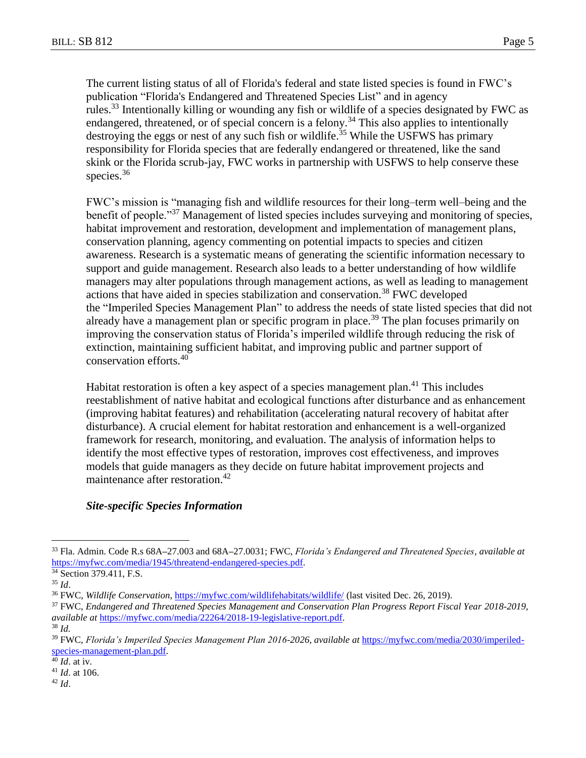The current listing status of all of Florida's federal and state listed species is found in FWC's publication "Florida's Endangered and Threatened Species List" and in agency rules.[33] Intentionally killing or wounding any fish or wildlife of a species designated by FWC as endangered, threatened, or of special concern is a felony.[34] This also applies to intentionally destroying the eggs or nest of any such fish or wildlife.[35] While the USFWS has primary responsibility for Florida species that are federally endangered or threatened, like the sand skink or the Florida scrub-jay, FWC works in partnership with USFWS to help conserve these species.[36]

FWC's mission is "managing fish and wildlife resources for their long–term well–being and the benefit of people."[37] Management of listed species includes surveying and monitoring of species, habitat improvement and restoration, development and implementation of management plans, conservation planning, agency commenting on potential impacts to species and citizen awareness. Research is a systematic means of generating the scientific information necessary to support and guide management. Research also leads to a better understanding of how wildlife managers may alter populations through management actions, as well as leading to management actions that have aided in species stabilization and conservation.[38] FWC developed the "Imperiled Species Management Plan" to address the needs of state listed species that did not already have a management plan or specific program in place.[39] The plan focuses primarily on improving the conservation status of Florida's imperiled wildlife through reducing the risk of extinction, maintaining sufficient habitat, and improving public and partner support of conservation efforts.[40]

Habitat restoration is often a key aspect of a species management plan.[41] This includes reestablishment of native habitat and ecological functions after disturbance and as enhancement (improving habitat features) and rehabilitation (accelerating natural recovery of habitat after disturbance). A crucial element for habitat restoration and enhancement is a well-organized framework for research, monitoring, and evaluation. The analysis of information helps to identify the most effective types of restoration, improves cost effectiveness, and improves models that guide managers as they decide on future habitat improvement projects and maintenance after restoration.[42]

***Site-specific Species Information***

---

[33] Fla. Admin. Code R.s 68A–27.003 and 68A–27.0031; FWC, *Florida's Endangered and Threatened Species*, *available at* https://myfwc.com/media/1945/threatend-endangered-species.pdf.

[34] Section 379.411, F.S.

[35] *Id*.

[36] FWC, *Wildlife Conservation*, https://myfwc.com/wildlifehabitats/wildlife/ (last visited Dec. 26, 2019).

[37] FWC, *Endangered and Threatened Species Management and Conservation Plan Progress Report Fiscal Year 2018-2019*, *available at* https://myfwc.com/media/22264/2018-19-legislative-report.pdf.

[38] *Id.*

[39] FWC, *Florida's Imperiled Species Management Plan 2016-2026*, *available at* https://myfwc.com/media/2030/imperiled-species-management-plan.pdf.

[40] *Id*. at iv.

[41] *Id*. at 106.

[42] *Id*.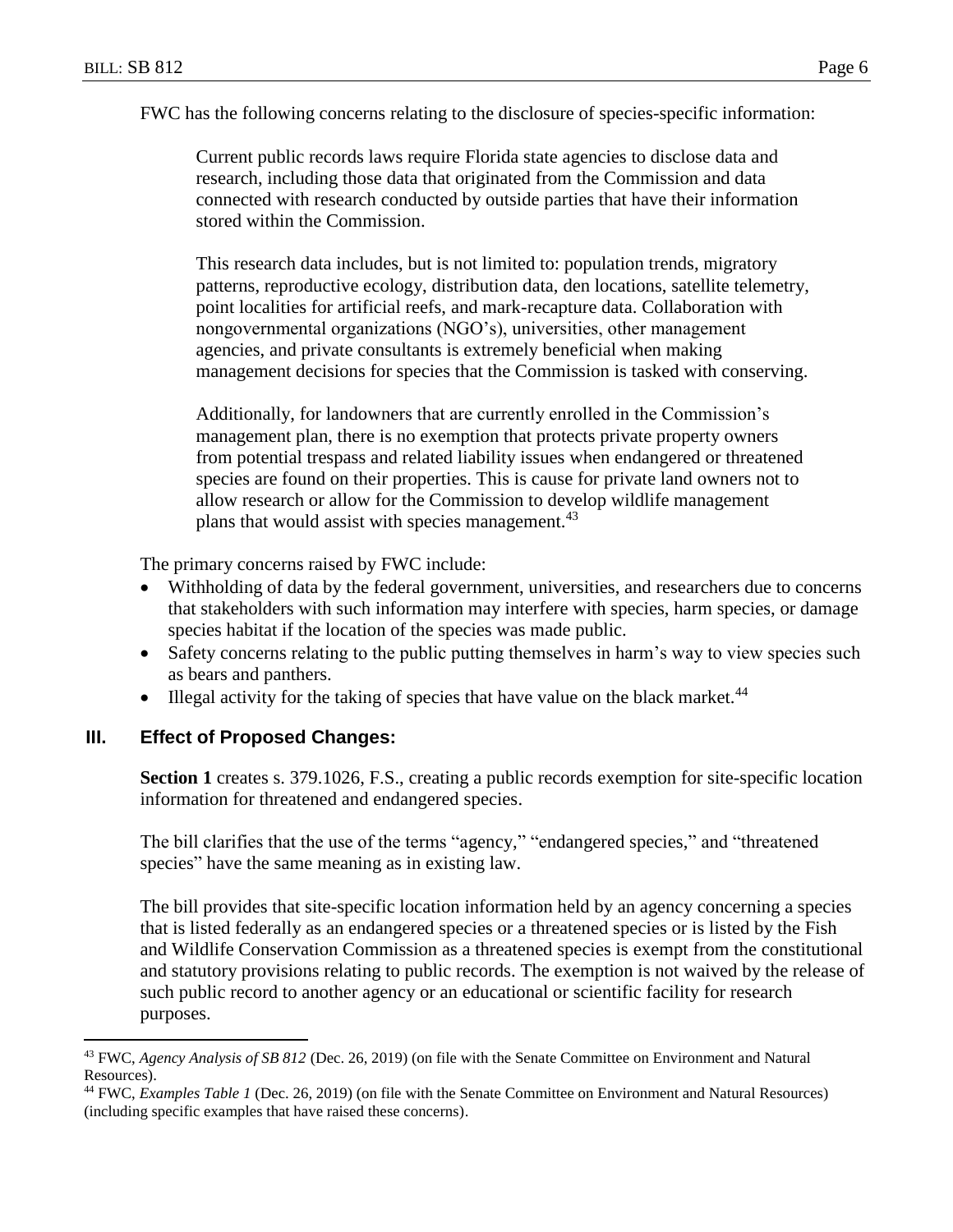FWC has the following concerns relating to the disclosure of species-specific information:

> Current public records laws require Florida state agencies to disclose data and research, including those data that originated from the Commission and data connected with research conducted by outside parties that have their information stored within the Commission.
>
> This research data includes, but is not limited to: population trends, migratory patterns, reproductive ecology, distribution data, den locations, satellite telemetry, point localities for artificial reefs, and mark-recapture data. Collaboration with nongovernmental organizations (NGO's), universities, other management agencies, and private consultants is extremely beneficial when making management decisions for species that the Commission is tasked with conserving.
>
> Additionally, for landowners that are currently enrolled in the Commission's management plan, there is no exemption that protects private property owners from potential trespass and related liability issues when endangered or threatened species are found on their properties. This is cause for private land owners not to allow research or allow for the Commission to develop wildlife management plans that would assist with species management.[43]

The primary concerns raised by FWC include:

- Withholding of data by the federal government, universities, and researchers due to concerns that stakeholders with such information may interfere with species, harm species, or damage species habitat if the location of the species was made public.
- Safety concerns relating to the public putting themselves in harm's way to view species such as bears and panthers.
- Illegal activity for the taking of species that have value on the black market.[44]

## III. Effect of Proposed Changes:

**Section 1** creates s. 379.1026, F.S., creating a public records exemption for site-specific location information for threatened and endangered species.

The bill clarifies that the use of the terms "agency," "endangered species," and "threatened species" have the same meaning as in existing law.

The bill provides that site-specific location information held by an agency concerning a species that is listed federally as an endangered species or a threatened species or is listed by the Fish and Wildlife Conservation Commission as a threatened species is exempt from the constitutional and statutory provisions relating to public records. The exemption is not waived by the release of such public record to another agency or an educational or scientific facility for research purposes.

---

[43] FWC, *Agency Analysis of SB 812* (Dec. 26, 2019) (on file with the Senate Committee on Environment and Natural Resources).

[44] FWC, *Examples Table 1* (Dec. 26, 2019) (on file with the Senate Committee on Environment and Natural Resources) (including specific examples that have raised these concerns).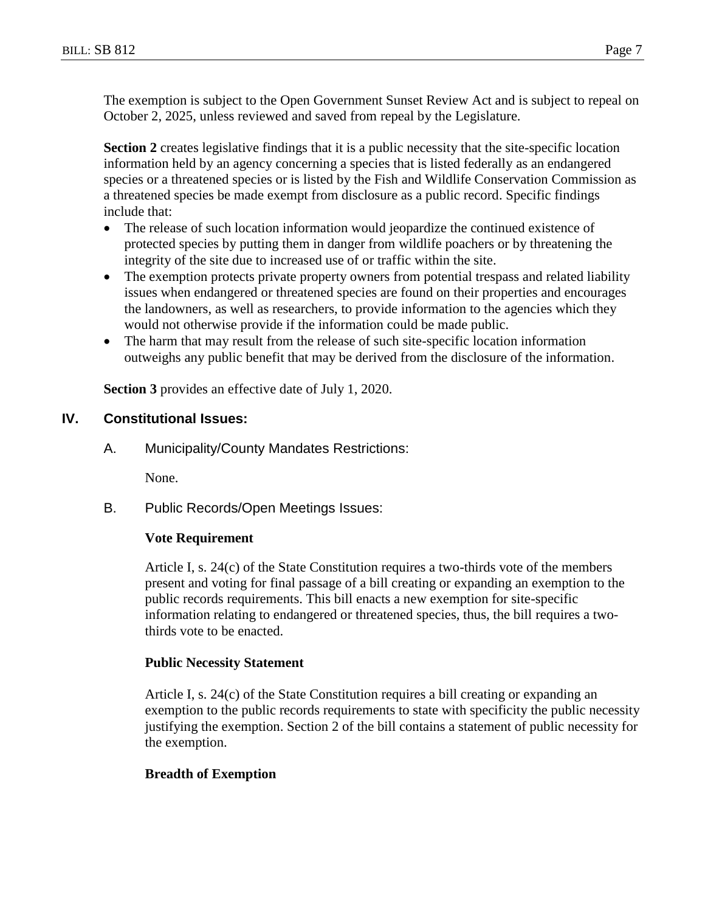The exemption is subject to the Open Government Sunset Review Act and is subject to repeal on October 2, 2025, unless reviewed and saved from repeal by the Legislature.

**Section 2** creates legislative findings that it is a public necessity that the site-specific location information held by an agency concerning a species that is listed federally as an endangered species or a threatened species or is listed by the Fish and Wildlife Conservation Commission as a threatened species be made exempt from disclosure as a public record. Specific findings include that:

- The release of such location information would jeopardize the continued existence of protected species by putting them in danger from wildlife poachers or by threatening the integrity of the site due to increased use of or traffic within the site.
- The exemption protects private property owners from potential trespass and related liability issues when endangered or threatened species are found on their properties and encourages the landowners, as well as researchers, to provide information to the agencies which they would not otherwise provide if the information could be made public.
- The harm that may result from the release of such site-specific location information outweighs any public benefit that may be derived from the disclosure of the information.

**Section 3** provides an effective date of July 1, 2020.

## IV. Constitutional Issues:

### A. Municipality/County Mandates Restrictions:

None.

### B. Public Records/Open Meetings Issues:

**Vote Requirement**

Article I, s. 24(c) of the State Constitution requires a two-thirds vote of the members present and voting for final passage of a bill creating or expanding an exemption to the public records requirements. This bill enacts a new exemption for site-specific information relating to endangered or threatened species, thus, the bill requires a two-thirds vote to be enacted.

**Public Necessity Statement**

Article I, s. 24(c) of the State Constitution requires a bill creating or expanding an exemption to the public records requirements to state with specificity the public necessity justifying the exemption. Section 2 of the bill contains a statement of public necessity for the exemption.

**Breadth of Exemption**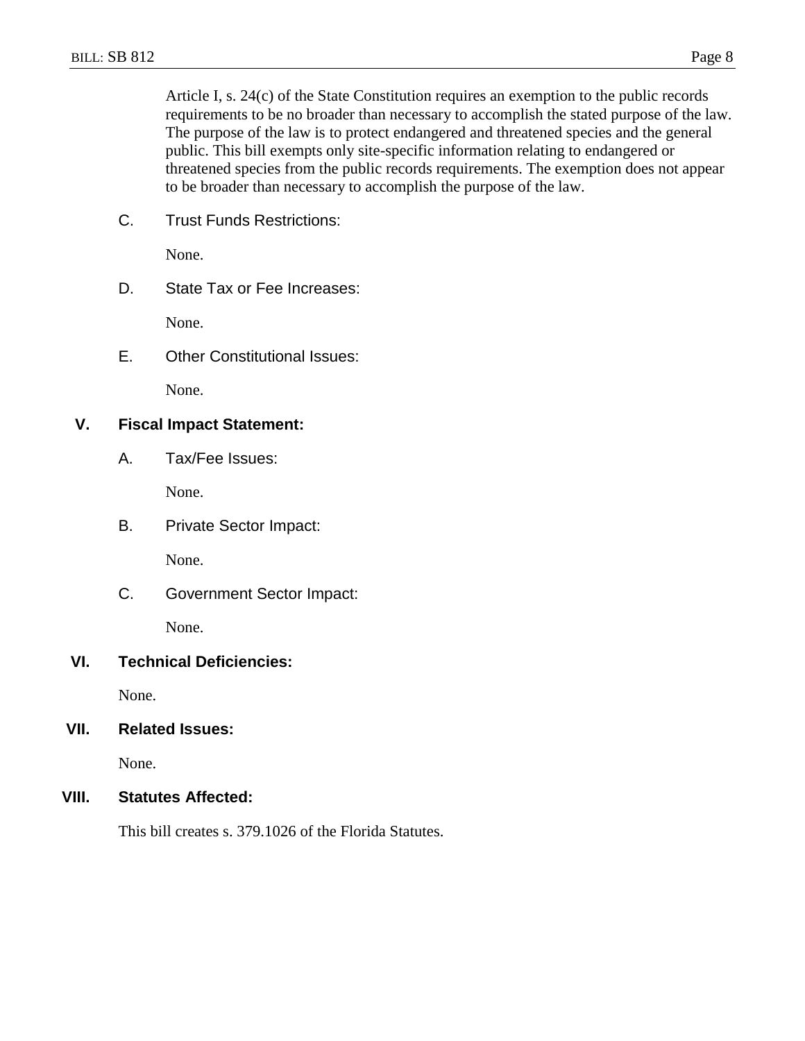Article I, s. 24(c) of the State Constitution requires an exemption to the public records requirements to be no broader than necessary to accomplish the stated purpose of the law. The purpose of the law is to protect endangered and threatened species and the general public. This bill exempts only site-specific information relating to endangered or threatened species from the public records requirements. The exemption does not appear to be broader than necessary to accomplish the purpose of the law.

C. Trust Funds Restrictions:

None.

D. State Tax or Fee Increases:

None.

E. Other Constitutional Issues:

None.

## V. Fiscal Impact Statement:

A. Tax/Fee Issues:

None.

B. Private Sector Impact:

None.

C. Government Sector Impact:

None.

## VI. Technical Deficiencies:

None.

## VII. Related Issues:

None.

## VIII. Statutes Affected:

This bill creates s. 379.1026 of the Florida Statutes.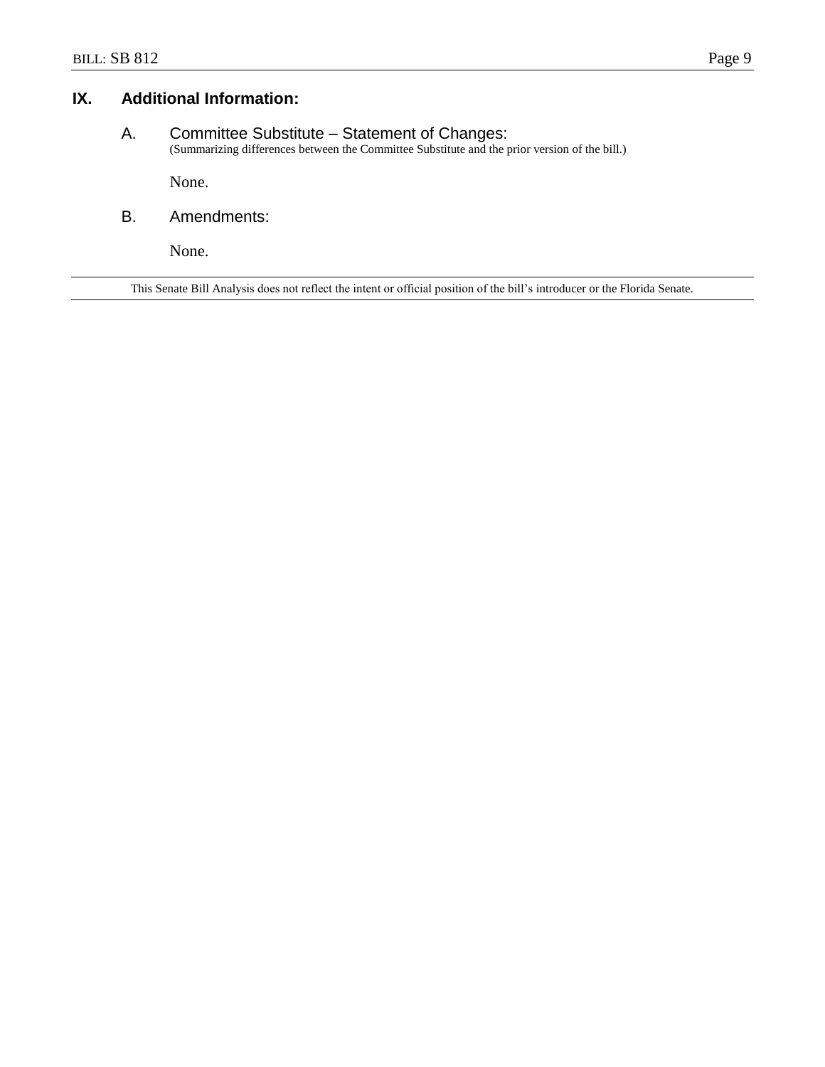## IX. Additional Information:

### A. Committee Substitute – Statement of Changes:

(Summarizing differences between the Committee Substitute and the prior version of the bill.)

None.

### B. Amendments:

None.

---

This Senate Bill Analysis does not reflect the intent or official position of the bill's introducer or the Florida Senate.